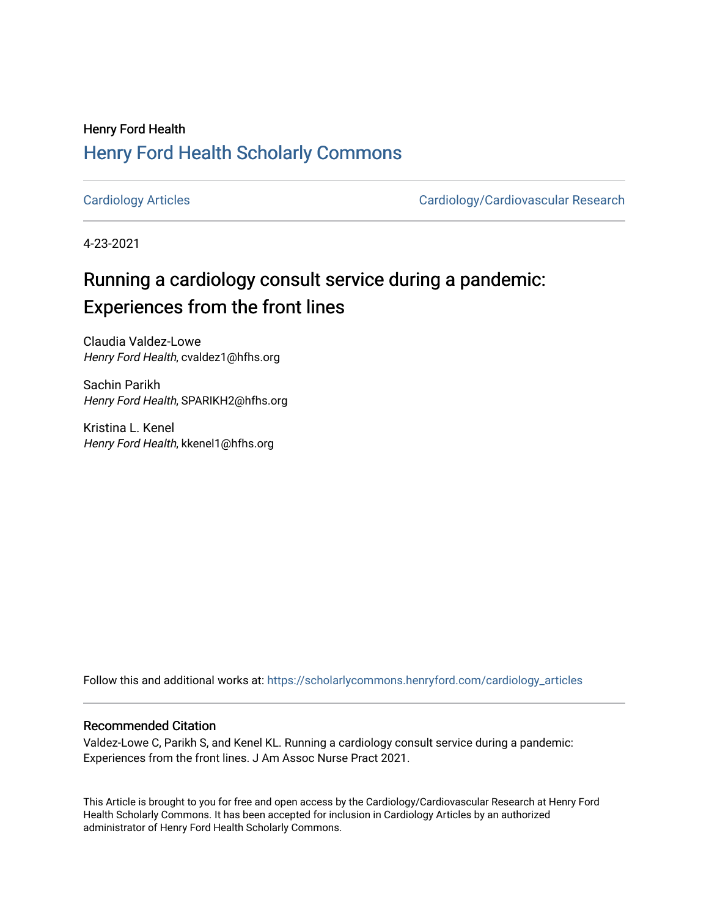Henry Ford Health

# Henry Ford Health Scholarly Commons

Cardiology Articles | Cardiology/Cardiovascular Research

4-23-2021

# Running a cardiology consult service during a pandemic: Experiences from the front lines

Claudia Valdez-Lowe
*Henry Ford Health*, cvaldez1@hfhs.org

Sachin Parikh
*Henry Ford Health*, SPARIKH2@hfhs.org

Kristina L. Kenel
*Henry Ford Health*, kkenel1@hfhs.org

Follow this and additional works at: https://scholarlycommons.henryford.com/cardiology_articles

## Recommended Citation

Valdez-Lowe C, Parikh S, and Kenel KL. Running a cardiology consult service during a pandemic: Experiences from the front lines. J Am Assoc Nurse Pract 2021.

This Article is brought to you for free and open access by the Cardiology/Cardiovascular Research at Henry Ford Health Scholarly Commons. It has been accepted for inclusion in Cardiology Articles by an authorized administrator of Henry Ford Health Scholarly Commons.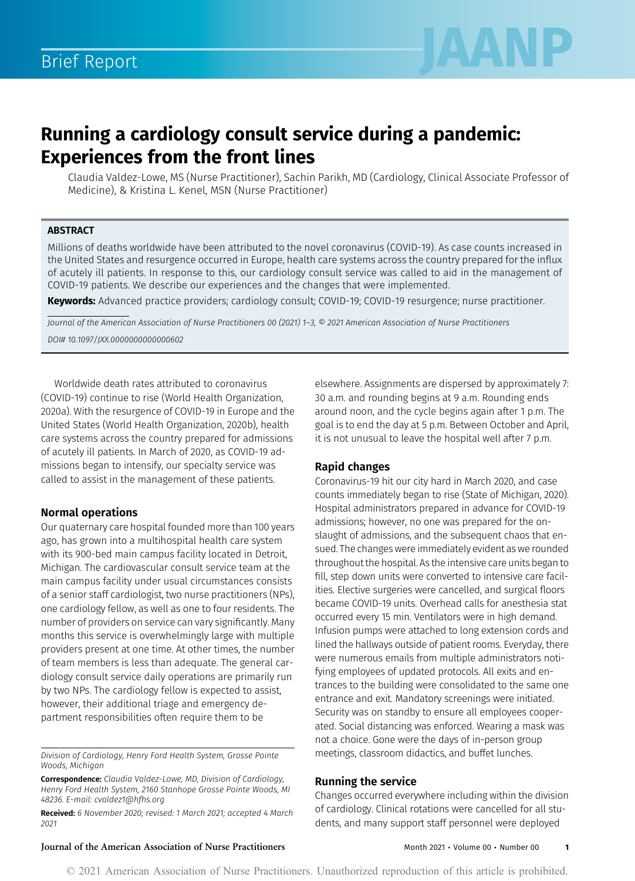Brief Report

# Running a cardiology consult service during a pandemic: Experiences from the front lines

Claudia Valdez-Lowe, MS (Nurse Practitioner), Sachin Parikh, MD (Cardiology, Clinical Associate Professor of Medicine), & Kristina L. Kenel, MSN (Nurse Practitioner)

## ABSTRACT

Millions of deaths worldwide have been attributed to the novel coronavirus (COVID-19). As case counts increased in the United States and resurgence occurred in Europe, health care systems across the country prepared for the influx of acutely ill patients. In response to this, our cardiology consult service was called to aid in the management of COVID-19 patients. We describe our experiences and the changes that were implemented.

**Keywords:** Advanced practice providers; cardiology consult; COVID-19; COVID-19 resurgence; nurse practitioner.

*Journal of the American Association of Nurse Practitioners 00 (2021) 1–3, © 2021 American Association of Nurse Practitioners*

*DOI# 10.1097/JXX.0000000000000602*

Worldwide death rates attributed to coronavirus (COVID-19) continue to rise (World Health Organization, 2020a). With the resurgence of COVID-19 in Europe and the United States (World Health Organization, 2020b), health care systems across the country prepared for admissions of acutely ill patients. In March of 2020, as COVID-19 admissions began to intensify, our specialty service was called to assist in the management of these patients.

## Normal operations

Our quaternary care hospital founded more than 100 years ago, has grown into a multihospital health care system with its 900-bed main campus facility located in Detroit, Michigan. The cardiovascular consult service team at the main campus facility under usual circumstances consists of a senior staff cardiologist, two nurse practitioners (NPs), one cardiology fellow, as well as one to four residents. The number of providers on service can vary significantly. Many months this service is overwhelmingly large with multiple providers present at one time. At other times, the number of team members is less than adequate. The general cardiology consult service daily operations are primarily run by two NPs. The cardiology fellow is expected to assist, however, their additional triage and emergency department responsibilities often require them to be elsewhere. Assignments are dispersed by approximately 7:30 a.m. and rounding begins at 9 a.m. Rounding ends around noon, and the cycle begins again after 1 p.m. The goal is to end the day at 5 p.m. Between October and April, it is not unusual to leave the hospital well after 7 p.m.

## Rapid changes

Coronavirus-19 hit our city hard in March 2020, and case counts immediately began to rise (State of Michigan, 2020). Hospital administrators prepared in advance for COVID-19 admissions; however, no one was prepared for the onslaught of admissions, and the subsequent chaos that ensued. The changes were immediately evident as we rounded throughout the hospital. As the intensive care units began to fill, step down units were converted to intensive care facilities. Elective surgeries were cancelled, and surgical floors became COVID-19 units. Overhead calls for anesthesia stat occurred every 15 min. Ventilators were in high demand. Infusion pumps were attached to long extension cords and lined the hallways outside of patient rooms. Everyday, there were numerous emails from multiple administrators notifying employees of updated protocols. All exits and entrances to the building were consolidated to the same one entrance and exit. Mandatory screenings were initiated. Security was on standby to ensure all employees cooperated. Social distancing was enforced. Wearing a mask was not a choice. Gone were the days of in-person group meetings, classroom didactics, and buffet lunches.

## Running the service

Changes occurred everywhere including within the division of cardiology. Clinical rotations were cancelled for all students, and many support staff personnel were deployed

*Division of Cardiology, Henry Ford Health System, Grosse Pointe Woods, Michigan*

**Correspondence:** *Claudia Valdez-Lowe, MD, Division of Cardiology, Henry Ford Health System, 2160 Stanhope Grosse Pointe Woods, MI 48236. E-mail: cvaldez1@hfhs.org*

**Received:** *6 November 2020; revised: 1 March 2021; accepted 4 March 2021*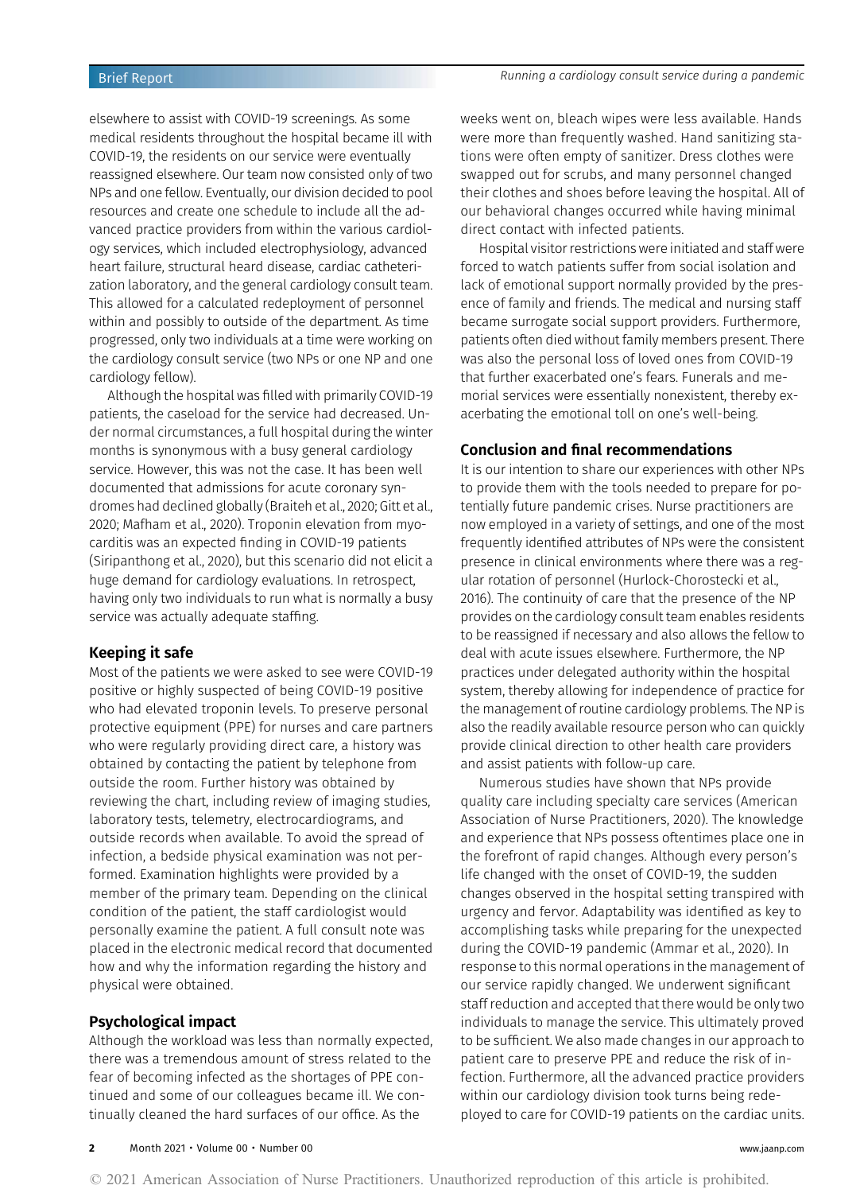elsewhere to assist with COVID-19 screenings. As some medical residents throughout the hospital became ill with COVID-19, the residents on our service were eventually reassigned elsewhere. Our team now consisted only of two NPs and one fellow. Eventually, our division decided to pool resources and create one schedule to include all the advanced practice providers from within the various cardiology services, which included electrophysiology, advanced heart failure, structural heard disease, cardiac catheterization laboratory, and the general cardiology consult team. This allowed for a calculated redeployment of personnel within and possibly to outside of the department. As time progressed, only two individuals at a time were working on the cardiology consult service (two NPs or one NP and one cardiology fellow).

Although the hospital was filled with primarily COVID-19 patients, the caseload for the service had decreased. Under normal circumstances, a full hospital during the winter months is synonymous with a busy general cardiology service. However, this was not the case. It has been well documented that admissions for acute coronary syndromes had declined globally (Braiteh et al., 2020; Gitt et al., 2020; Mafham et al., 2020). Troponin elevation from myocarditis was an expected finding in COVID-19 patients (Siripanthong et al., 2020), but this scenario did not elicit a huge demand for cardiology evaluations. In retrospect, having only two individuals to run what is normally a busy service was actually adequate staffing.

## Keeping it safe

Most of the patients we were asked to see were COVID-19 positive or highly suspected of being COVID-19 positive who had elevated troponin levels. To preserve personal protective equipment (PPE) for nurses and care partners who were regularly providing direct care, a history was obtained by contacting the patient by telephone from outside the room. Further history was obtained by reviewing the chart, including review of imaging studies, laboratory tests, telemetry, electrocardiograms, and outside records when available. To avoid the spread of infection, a bedside physical examination was not performed. Examination highlights were provided by a member of the primary team. Depending on the clinical condition of the patient, the staff cardiologist would personally examine the patient. A full consult note was placed in the electronic medical record that documented how and why the information regarding the history and physical were obtained.

## Psychological impact

Although the workload was less than normally expected, there was a tremendous amount of stress related to the fear of becoming infected as the shortages of PPE continued and some of our colleagues became ill. We continually cleaned the hard surfaces of our office. As the weeks went on, bleach wipes were less available. Hands were more than frequently washed. Hand sanitizing stations were often empty of sanitizer. Dress clothes were swapped out for scrubs, and many personnel changed their clothes and shoes before leaving the hospital. All of our behavioral changes occurred while having minimal direct contact with infected patients.

Hospital visitor restrictions were initiated and staff were forced to watch patients suffer from social isolation and lack of emotional support normally provided by the presence of family and friends. The medical and nursing staff became surrogate social support providers. Furthermore, patients often died without family members present. There was also the personal loss of loved ones from COVID-19 that further exacerbated one's fears. Funerals and memorial services were essentially nonexistent, thereby exacerbating the emotional toll on one's well-being.

## Conclusion and final recommendations

It is our intention to share our experiences with other NPs to provide them with the tools needed to prepare for potentially future pandemic crises. Nurse practitioners are now employed in a variety of settings, and one of the most frequently identified attributes of NPs were the consistent presence in clinical environments where there was a regular rotation of personnel (Hurlock-Chorostecki et al., 2016). The continuity of care that the presence of the NP provides on the cardiology consult team enables residents to be reassigned if necessary and also allows the fellow to deal with acute issues elsewhere. Furthermore, the NP practices under delegated authority within the hospital system, thereby allowing for independence of practice for the management of routine cardiology problems. The NP is also the readily available resource person who can quickly provide clinical direction to other health care providers and assist patients with follow-up care.

Numerous studies have shown that NPs provide quality care including specialty care services (American Association of Nurse Practitioners, 2020). The knowledge and experience that NPs possess oftentimes place one in the forefront of rapid changes. Although every person's life changed with the onset of COVID-19, the sudden changes observed in the hospital setting transpired with urgency and fervor. Adaptability was identified as key to accomplishing tasks while preparing for the unexpected during the COVID-19 pandemic (Ammar et al., 2020). In response to this normal operations in the management of our service rapidly changed. We underwent significant staff reduction and accepted that there would be only two individuals to manage the service. This ultimately proved to be sufficient. We also made changes in our approach to patient care to preserve PPE and reduce the risk of infection. Furthermore, all the advanced practice providers within our cardiology division took turns being redeployed to care for COVID-19 patients on the cardiac units.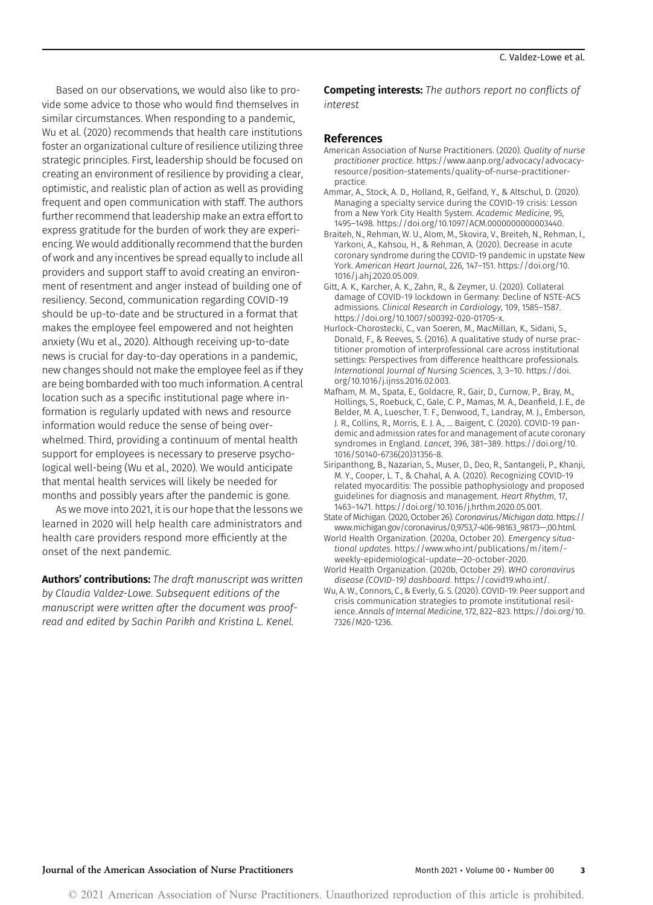Based on our observations, we would also like to provide some advice to those who would find themselves in similar circumstances. When responding to a pandemic, Wu et al. (2020) recommends that health care institutions foster an organizational culture of resilience utilizing three strategic principles. First, leadership should be focused on creating an environment of resilience by providing a clear, optimistic, and realistic plan of action as well as providing frequent and open communication with staff. The authors further recommend that leadership make an extra effort to express gratitude for the burden of work they are experiencing. We would additionally recommend that the burden of work and any incentives be spread equally to include all providers and support staff to avoid creating an environment of resentment and anger instead of building one of resiliency. Second, communication regarding COVID-19 should be up-to-date and be structured in a format that makes the employee feel empowered and not heighten anxiety (Wu et al., 2020). Although receiving up-to-date news is crucial for day-to-day operations in a pandemic, new changes should not make the employee feel as if they are being bombarded with too much information. A central location such as a specific institutional page where information is regularly updated with news and resource information would reduce the sense of being overwhelmed. Third, providing a continuum of mental health support for employees is necessary to preserve psychological well-being (Wu et al., 2020). We would anticipate that mental health services will likely be needed for months and possibly years after the pandemic is gone.

As we move into 2021, it is our hope that the lessons we learned in 2020 will help health care administrators and health care providers respond more efficiently at the onset of the next pandemic.

**Authors' contributions:** *The draft manuscript was written by Claudia Valdez-Lowe. Subsequent editions of the manuscript were written after the document was proofread and edited by Sachin Parikh and Kristina L. Kenel.*

**Competing interests:** *The authors report no conflicts of interest*

## References

American Association of Nurse Practitioners. (2020). *Quality of nurse practitioner practice*. https://www.aanp.org/advocacy/advocacy-resource/position-statements/quality-of-nurse-practitioner-practice.

Ammar, A., Stock, A. D., Holland, R., Gelfand, Y., & Altschul, D. (2020). Managing a specialty service during the COVID-19 crisis: Lesson from a New York City Health System. *Academic Medicine*, 95, 1495–1498. https://doi.org/10.1097/ACM.0000000000003440.

Braiteh, N., Rehman, W. U., Alom, M., Skovira, V., Breiteh, N., Rehman, I., Yarkoni, A., Kahsou, H., & Rehman, A. (2020). Decrease in acute coronary syndrome during the COVID-19 pandemic in upstate New York. *American Heart Journal*, 226, 147–151. https://doi.org/10.1016/j.ahj.2020.05.009.

Gitt, A. K., Karcher, A. K., Zahn, R., & Zeymer, U. (2020). Collateral damage of COVID-19 lockdown in Germany: Decline of NSTE-ACS admissions. *Clinical Research in Cardiology*, 109, 1585–1587. https://doi.org/10.1007/s00392-020-01705-x.

Hurlock-Chorostecki, C., van Soeren, M., MacMillan, K., Sidani, S., Donald, F., & Reeves, S. (2016). A qualitative study of nurse practitioner promotion of interprofessional care across institutional settings: Perspectives from difference healthcare professionals. *International Journal of Nursing Sciences*, 3, 3–10. https://doi.org/10.1016/j.ijnss.2016.02.003.

Mafham, M. M., Spata, E., Goldacre, R., Gair, D., Curnow, P., Bray, M., Hollings, S., Roebuck, C., Gale, C. P., Mamas, M. A., Deanfield, J. E., de Belder, M. A., Luescher, T. F., Denwood, T., Landray, M. J., Emberson, J. R., Collins, R., Morris, E. J. A., … Baigent, C. (2020). COVID-19 pandemic and admission rates for and management of acute coronary syndromes in England. *Lancet*, 396, 381–389. https://doi.org/10.1016/S0140-6736(20)31356-8.

Siripanthong, B., Nazarian, S., Muser, D., Deo, R., Santangeli, P., Khanji, M. Y., Cooper, L. T., & Chahal, A. A. (2020). Recognizing COVID-19 related myocarditis: The possible pathophysiology and proposed guidelines for diagnosis and management. *Heart Rhythm*, 17, 1463–1471. https://doi.org/10.1016/j.hrthm.2020.05.001.

State of Michigan. (2020, October 26). *Coronavirus/Michigan data*. https://www.michigan.gov/coronavirus/0,9753,7-406-98163_98173—,00.html.

World Health Organization. (2020a, October 20). *Emergency situational updates*. https://www.who.int/publications/m/item/-weekly-epidemiological-update—20-october-2020.

World Health Organization. (2020b, October 29). *WHO coronavirus disease (COVID-19) dashboard*. https://covid19.who.int/.

Wu, A. W., Connors, C., & Everly, G. S. (2020). COVID-19: Peer support and crisis communication strategies to promote institutional resilience. *Annals of Internal Medicine*, 172, 822–823. https://doi.org/10.7326/M20-1236.